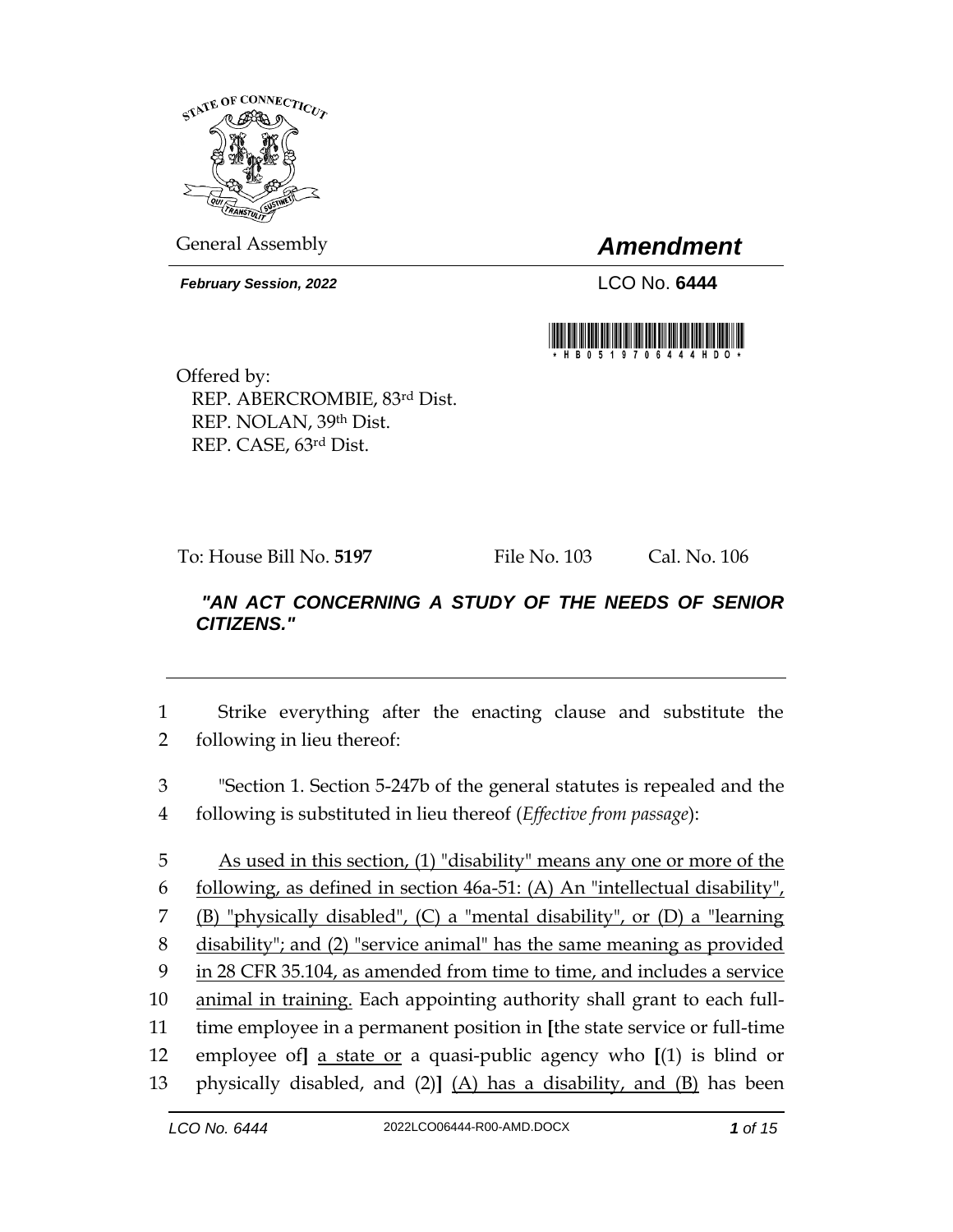General Assembly

# *Amendment*

***February Session, 2022*** LCO No. **6444**

\*HB05197006444HDO\*

Offered by:
REP. ABERCROMBIE, 83rd Dist.
REP. NOLAN, 39th Dist.
REP. CASE, 63rd Dist.

To: House Bill No. **5197** File No. 103 Cal. No. 106

***"AN ACT CONCERNING A STUDY OF THE NEEDS OF SENIOR CITIZENS."***

---

1 Strike everything after the enacting clause and substitute the
2 following in lieu thereof:

3 "Section 1. Section 5-247b of the general statutes is repealed and the
4 following is substituted in lieu thereof (*Effective from passage*):

5 <u>As used in this section, (1) "disability" means any one or more of the</u>
6 <u>following, as defined in section 46a-51: (A) An "intellectual disability",</u>
7 <u>(B) "physically disabled", (C) a "mental disability", or (D) a "learning</u>
8 <u>disability"; and (2) "service animal" has the same meaning as provided</u>
9 <u>in 28 CFR 35.104, as amended from time to time, and includes a service</u>
10 <u>animal in training.</u> Each appointing authority shall grant to each full-
11 time employee in a permanent position in **[**the state service or full-time
12 employee of**]** <u>a state or</u> a quasi-public agency who **[**(1) is blind or
13 physically disabled, and (2)**]** <u>(A) has a disability, and (B)</u> has been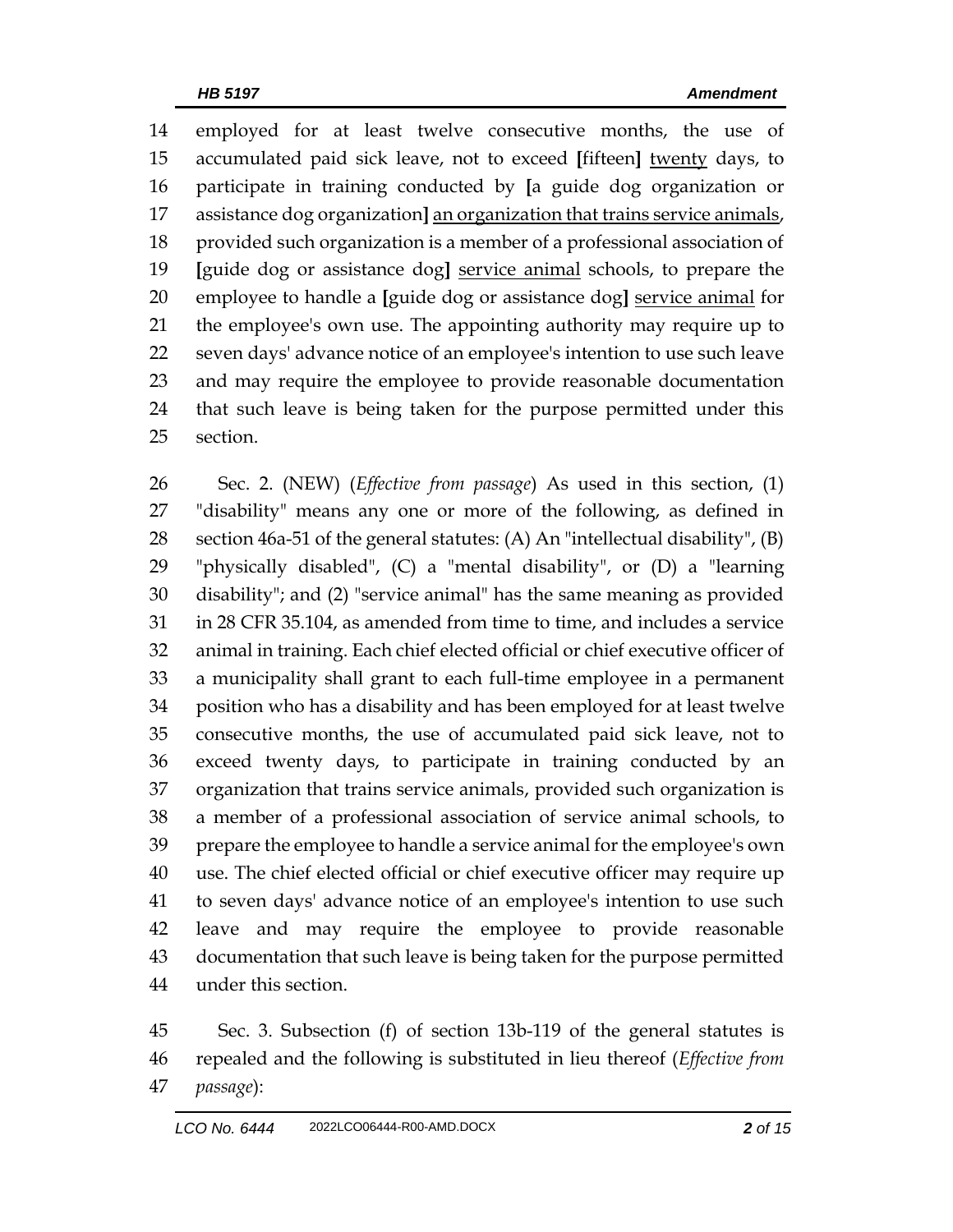14 employed for at least twelve consecutive months, the use of
15 accumulated paid sick leave, not to exceed [fifteen] <u>twenty</u> days, to
16 participate in training conducted by [a guide dog organization or
17 assistance dog organization] <u>an organization that trains service animals</u>,
18 provided such organization is a member of a professional association of
19 [guide dog or assistance dog] <u>service animal</u> schools, to prepare the
20 employee to handle a [guide dog or assistance dog] <u>service animal</u> for
21 the employee's own use. The appointing authority may require up to
22 seven days' advance notice of an employee's intention to use such leave
23 and may require the employee to provide reasonable documentation
24 that such leave is being taken for the purpose permitted under this
25 section.

26 Sec. 2. (NEW) (*Effective from passage*) As used in this section, (1)
27 "disability" means any one or more of the following, as defined in
28 section 46a-51 of the general statutes: (A) An "intellectual disability", (B)
29 "physically disabled", (C) a "mental disability", or (D) a "learning
30 disability"; and (2) "service animal" has the same meaning as provided
31 in 28 CFR 35.104, as amended from time to time, and includes a service
32 animal in training. Each chief elected official or chief executive officer of
33 a municipality shall grant to each full-time employee in a permanent
34 position who has a disability and has been employed for at least twelve
35 consecutive months, the use of accumulated paid sick leave, not to
36 exceed twenty days, to participate in training conducted by an
37 organization that trains service animals, provided such organization is
38 a member of a professional association of service animal schools, to
39 prepare the employee to handle a service animal for the employee's own
40 use. The chief elected official or chief executive officer may require up
41 to seven days' advance notice of an employee's intention to use such
42 leave and may require the employee to provide reasonable
43 documentation that such leave is being taken for the purpose permitted
44 under this section.

45 Sec. 3. Subsection (f) of section 13b-119 of the general statutes is
46 repealed and the following is substituted in lieu thereof (*Effective from*
47 *passage*):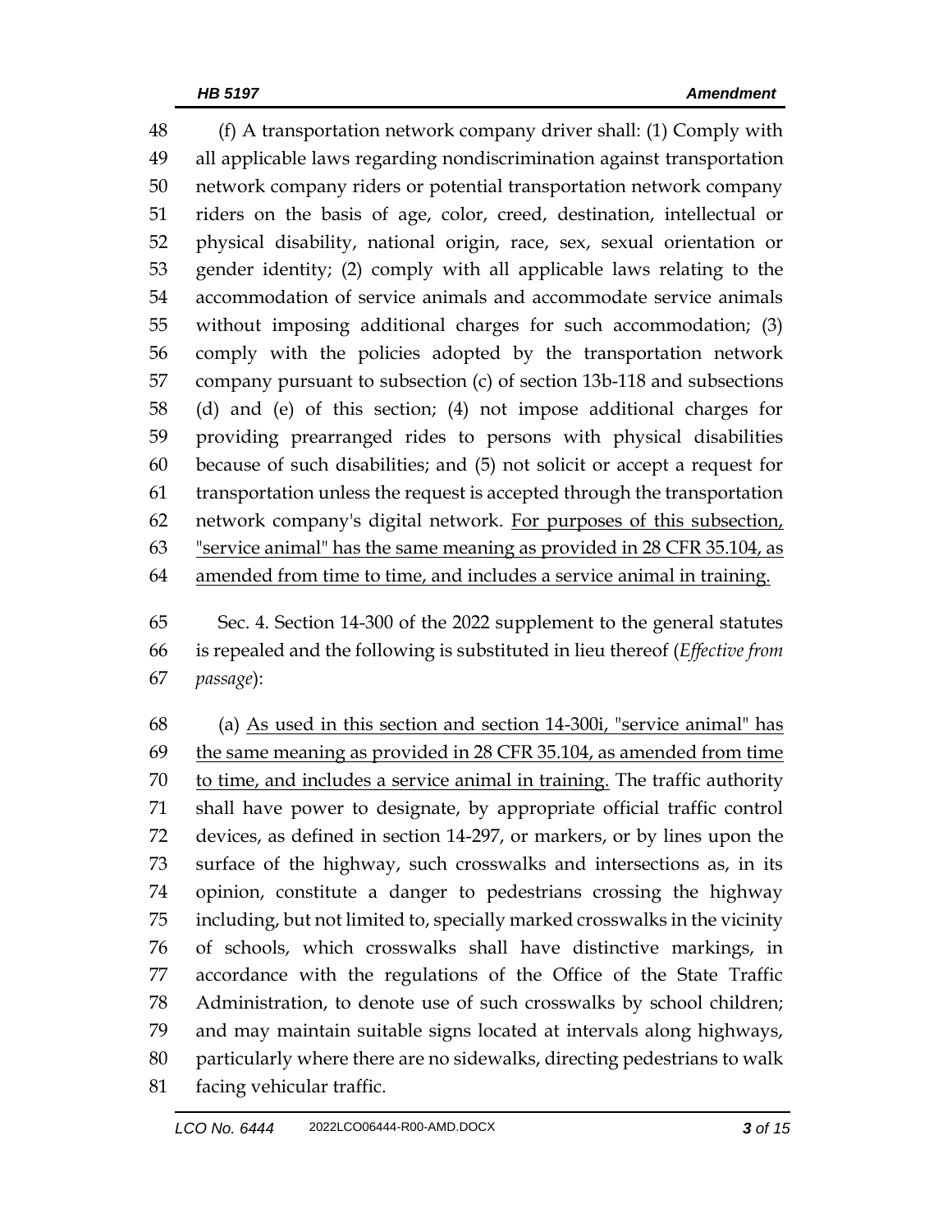(f) A transportation network company driver shall: (1) Comply with all applicable laws regarding nondiscrimination against transportation network company riders or potential transportation network company riders on the basis of age, color, creed, destination, intellectual or physical disability, national origin, race, sex, sexual orientation or gender identity; (2) comply with all applicable laws relating to the accommodation of service animals and accommodate service animals without imposing additional charges for such accommodation; (3) comply with the policies adopted by the transportation network company pursuant to subsection (c) of section 13b-118 and subsections (d) and (e) of this section; (4) not impose additional charges for providing prearranged rides to persons with physical disabilities because of such disabilities; and (5) not solicit or accept a request for transportation unless the request is accepted through the transportation network company's digital network. <u>For purposes of this subsection, "service animal" has the same meaning as provided in 28 CFR 35.104, as amended from time to time, and includes a service animal in training.</u>

Sec. 4. Section 14-300 of the 2022 supplement to the general statutes is repealed and the following is substituted in lieu thereof (*Effective from passage*):

(a) <u>As used in this section and section 14-300i, "service animal" has the same meaning as provided in 28 CFR 35.104, as amended from time to time, and includes a service animal in training.</u> The traffic authority shall have power to designate, by appropriate official traffic control devices, as defined in section 14-297, or markers, or by lines upon the surface of the highway, such crosswalks and intersections as, in its opinion, constitute a danger to pedestrians crossing the highway including, but not limited to, specially marked crosswalks in the vicinity of schools, which crosswalks shall have distinctive markings, in accordance with the regulations of the Office of the State Traffic Administration, to denote use of such crosswalks by school children; and may maintain suitable signs located at intervals along highways, particularly where there are no sidewalks, directing pedestrians to walk facing vehicular traffic.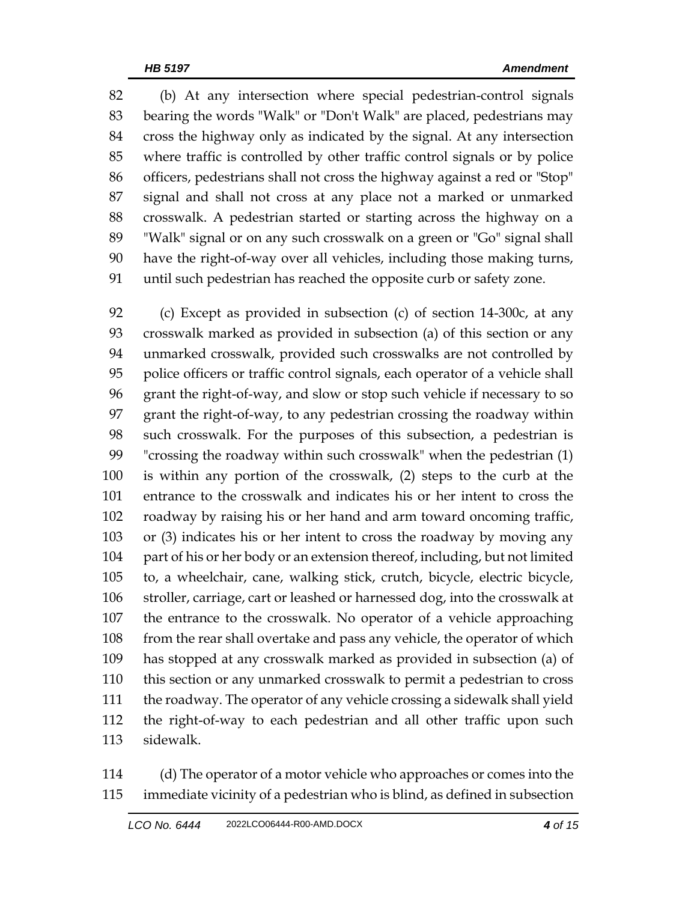(b) At any intersection where special pedestrian-control signals bearing the words "Walk" or "Don't Walk" are placed, pedestrians may cross the highway only as indicated by the signal. At any intersection where traffic is controlled by other traffic control signals or by police officers, pedestrians shall not cross the highway against a red or "Stop" signal and shall not cross at any place not a marked or unmarked crosswalk. A pedestrian started or starting across the highway on a "Walk" signal or on any such crosswalk on a green or "Go" signal shall have the right-of-way over all vehicles, including those making turns, until such pedestrian has reached the opposite curb or safety zone.

(c) Except as provided in subsection (c) of section 14-300c, at any crosswalk marked as provided in subsection (a) of this section or any unmarked crosswalk, provided such crosswalks are not controlled by police officers or traffic control signals, each operator of a vehicle shall grant the right-of-way, and slow or stop such vehicle if necessary to so grant the right-of-way, to any pedestrian crossing the roadway within such crosswalk. For the purposes of this subsection, a pedestrian is "crossing the roadway within such crosswalk" when the pedestrian (1) is within any portion of the crosswalk, (2) steps to the curb at the entrance to the crosswalk and indicates his or her intent to cross the roadway by raising his or her hand and arm toward oncoming traffic, or (3) indicates his or her intent to cross the roadway by moving any part of his or her body or an extension thereof, including, but not limited to, a wheelchair, cane, walking stick, crutch, bicycle, electric bicycle, stroller, carriage, cart or leashed or harnessed dog, into the crosswalk at the entrance to the crosswalk. No operator of a vehicle approaching from the rear shall overtake and pass any vehicle, the operator of which has stopped at any crosswalk marked as provided in subsection (a) of this section or any unmarked crosswalk to permit a pedestrian to cross the roadway. The operator of any vehicle crossing a sidewalk shall yield the right-of-way to each pedestrian and all other traffic upon such sidewalk.

(d) The operator of a motor vehicle who approaches or comes into the immediate vicinity of a pedestrian who is blind, as defined in subsection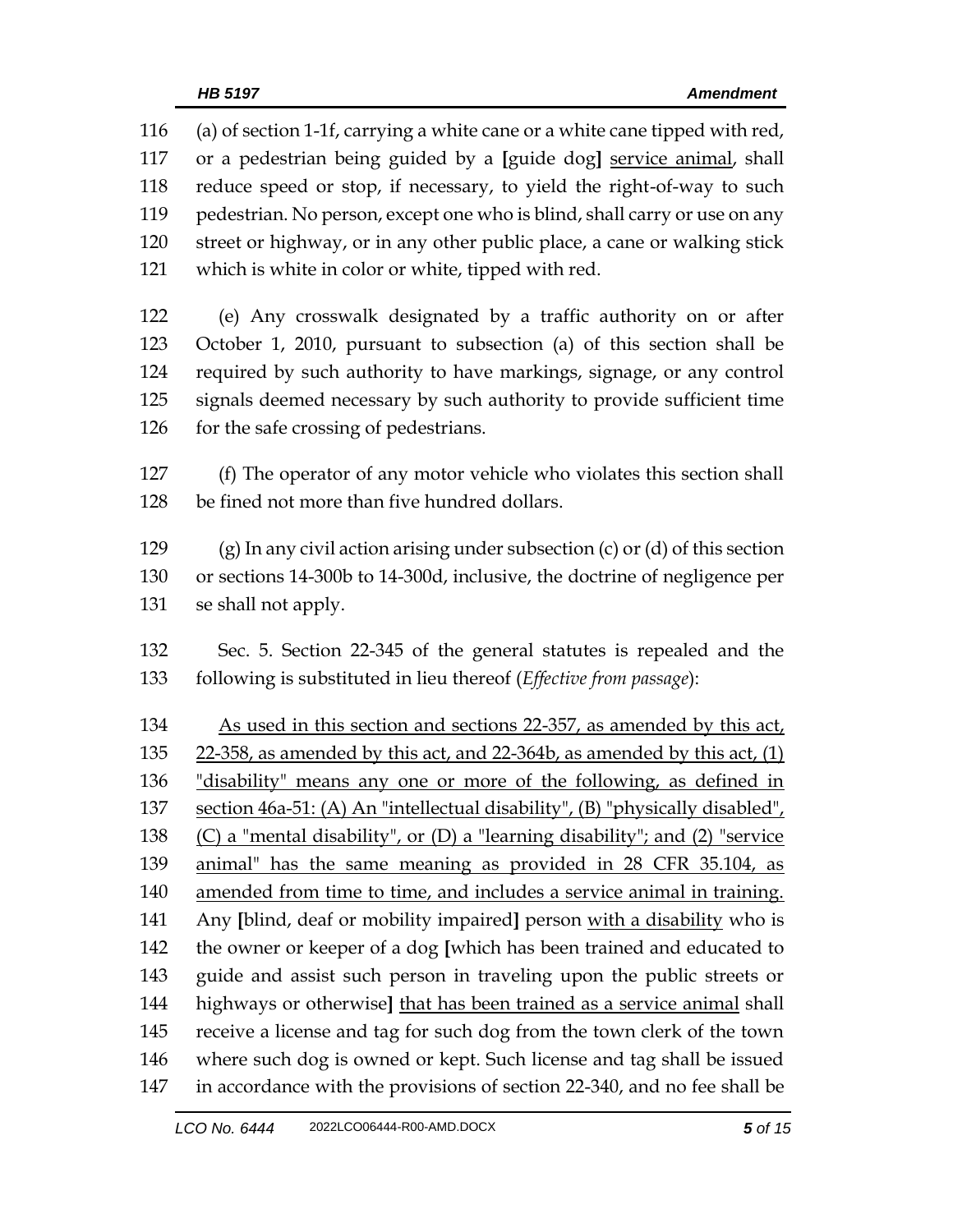(a) of section 1-1f, carrying a white cane or a white cane tipped with red, or a pedestrian being guided by a **[**guide dog**]** <u>service animal</u>, shall reduce speed or stop, if necessary, to yield the right-of-way to such pedestrian. No person, except one who is blind, shall carry or use on any street or highway, or in any other public place, a cane or walking stick which is white in color or white, tipped with red.

(e) Any crosswalk designated by a traffic authority on or after October 1, 2010, pursuant to subsection (a) of this section shall be required by such authority to have markings, signage, or any control signals deemed necessary by such authority to provide sufficient time for the safe crossing of pedestrians.

(f) The operator of any motor vehicle who violates this section shall be fined not more than five hundred dollars.

(g) In any civil action arising under subsection (c) or (d) of this section or sections 14-300b to 14-300d, inclusive, the doctrine of negligence per se shall not apply.

Sec. 5. Section 22-345 of the general statutes is repealed and the following is substituted in lieu thereof (*Effective from passage*):

<u>As used in this section and sections 22-357, as amended by this act, 22-358, as amended by this act, and 22-364b, as amended by this act, (1) "disability" means any one or more of the following, as defined in section 46a-51: (A) An "intellectual disability", (B) "physically disabled", (C) a "mental disability", or (D) a "learning disability"; and (2) "service animal" has the same meaning as provided in 28 CFR 35.104, as amended from time to time, and includes a service animal in training.</u> Any **[**blind, deaf or mobility impaired**]** person <u>with a disability</u> who is the owner or keeper of a dog **[**which has been trained and educated to guide and assist such person in traveling upon the public streets or highways or otherwise**]** <u>that has been trained as a service animal</u> shall receive a license and tag for such dog from the town clerk of the town where such dog is owned or kept. Such license and tag shall be issued in accordance with the provisions of section 22-340, and no fee shall be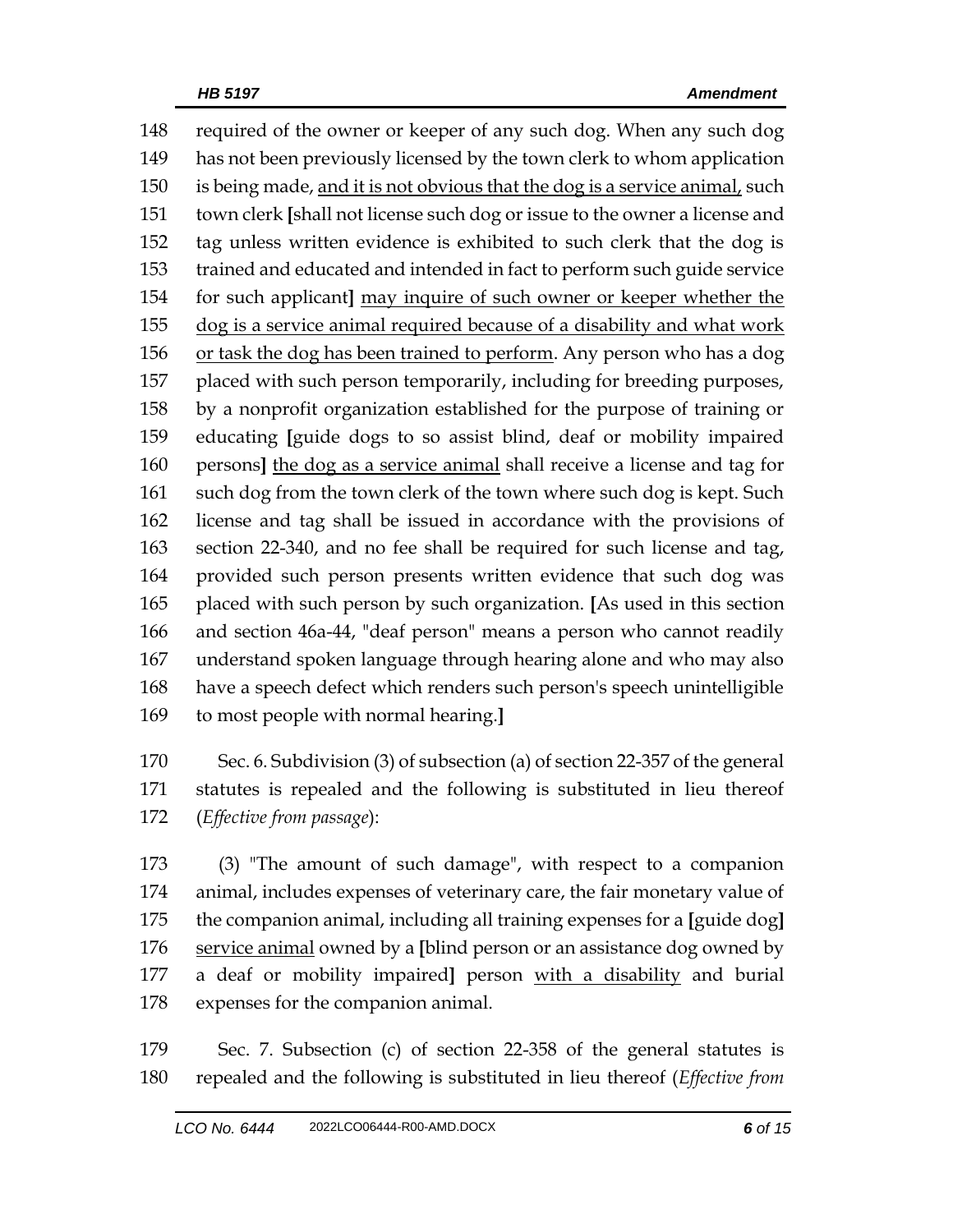148 required of the owner or keeper of any such dog. When any such dog
149 has not been previously licensed by the town clerk to whom application
150 is being made, <u>and it is not obvious that the dog is a service animal,</u> such
151 town clerk **[**shall not license such dog or issue to the owner a license and
152 tag unless written evidence is exhibited to such clerk that the dog is
153 trained and educated and intended in fact to perform such guide service
154 for such applicant**]** <u>may inquire of such owner or keeper whether the</u>
155 <u>dog is a service animal required because of a disability and what work</u>
156 <u>or task the dog has been trained to perform</u>. Any person who has a dog
157 placed with such person temporarily, including for breeding purposes,
158 by a nonprofit organization established for the purpose of training or
159 educating **[**guide dogs to so assist blind, deaf or mobility impaired
160 persons**]** <u>the dog as a service animal</u> shall receive a license and tag for
161 such dog from the town clerk of the town where such dog is kept. Such
162 license and tag shall be issued in accordance with the provisions of
163 section 22-340, and no fee shall be required for such license and tag,
164 provided such person presents written evidence that such dog was
165 placed with such person by such organization. **[**As used in this section
166 and section 46a-44, "deaf person" means a person who cannot readily
167 understand spoken language through hearing alone and who may also
168 have a speech defect which renders such person's speech unintelligible
169 to most people with normal hearing.**]**

170 Sec. 6. Subdivision (3) of subsection (a) of section 22-357 of the general
171 statutes is repealed and the following is substituted in lieu thereof
172 (*Effective from passage*):

173 (3) "The amount of such damage", with respect to a companion
174 animal, includes expenses of veterinary care, the fair monetary value of
175 the companion animal, including all training expenses for a **[**guide dog**]**
176 <u>service animal</u> owned by a **[**blind person or an assistance dog owned by
177 a deaf or mobility impaired**]** person <u>with a disability</u> and burial
178 expenses for the companion animal.

179 Sec. 7. Subsection (c) of section 22-358 of the general statutes is
180 repealed and the following is substituted in lieu thereof (*Effective from*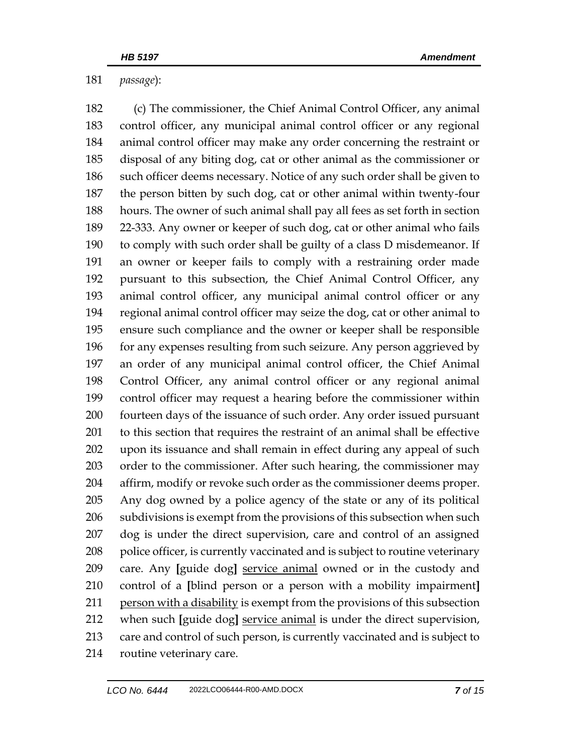*passage*):

(c) The commissioner, the Chief Animal Control Officer, any animal control officer, any municipal animal control officer or any regional animal control officer may make any order concerning the restraint or disposal of any biting dog, cat or other animal as the commissioner or such officer deems necessary. Notice of any such order shall be given to the person bitten by such dog, cat or other animal within twenty-four hours. The owner of such animal shall pay all fees as set forth in section 22-333. Any owner or keeper of such dog, cat or other animal who fails to comply with such order shall be guilty of a class D misdemeanor. If an owner or keeper fails to comply with a restraining order made pursuant to this subsection, the Chief Animal Control Officer, any animal control officer, any municipal animal control officer or any regional animal control officer may seize the dog, cat or other animal to ensure such compliance and the owner or keeper shall be responsible for any expenses resulting from such seizure. Any person aggrieved by an order of any municipal animal control officer, the Chief Animal Control Officer, any animal control officer or any regional animal control officer may request a hearing before the commissioner within fourteen days of the issuance of such order. Any order issued pursuant to this section that requires the restraint of an animal shall be effective upon its issuance and shall remain in effect during any appeal of such order to the commissioner. After such hearing, the commissioner may affirm, modify or revoke such order as the commissioner deems proper. Any dog owned by a police agency of the state or any of its political subdivisions is exempt from the provisions of this subsection when such dog is under the direct supervision, care and control of an assigned police officer, is currently vaccinated and is subject to routine veterinary care. Any **[**guide dog**]** <u>service animal</u> owned or in the custody and control of a **[**blind person or a person with a mobility impairment**]** <u>person with a disability</u> is exempt from the provisions of this subsection when such **[**guide dog**]** <u>service animal</u> is under the direct supervision, care and control of such person, is currently vaccinated and is subject to routine veterinary care.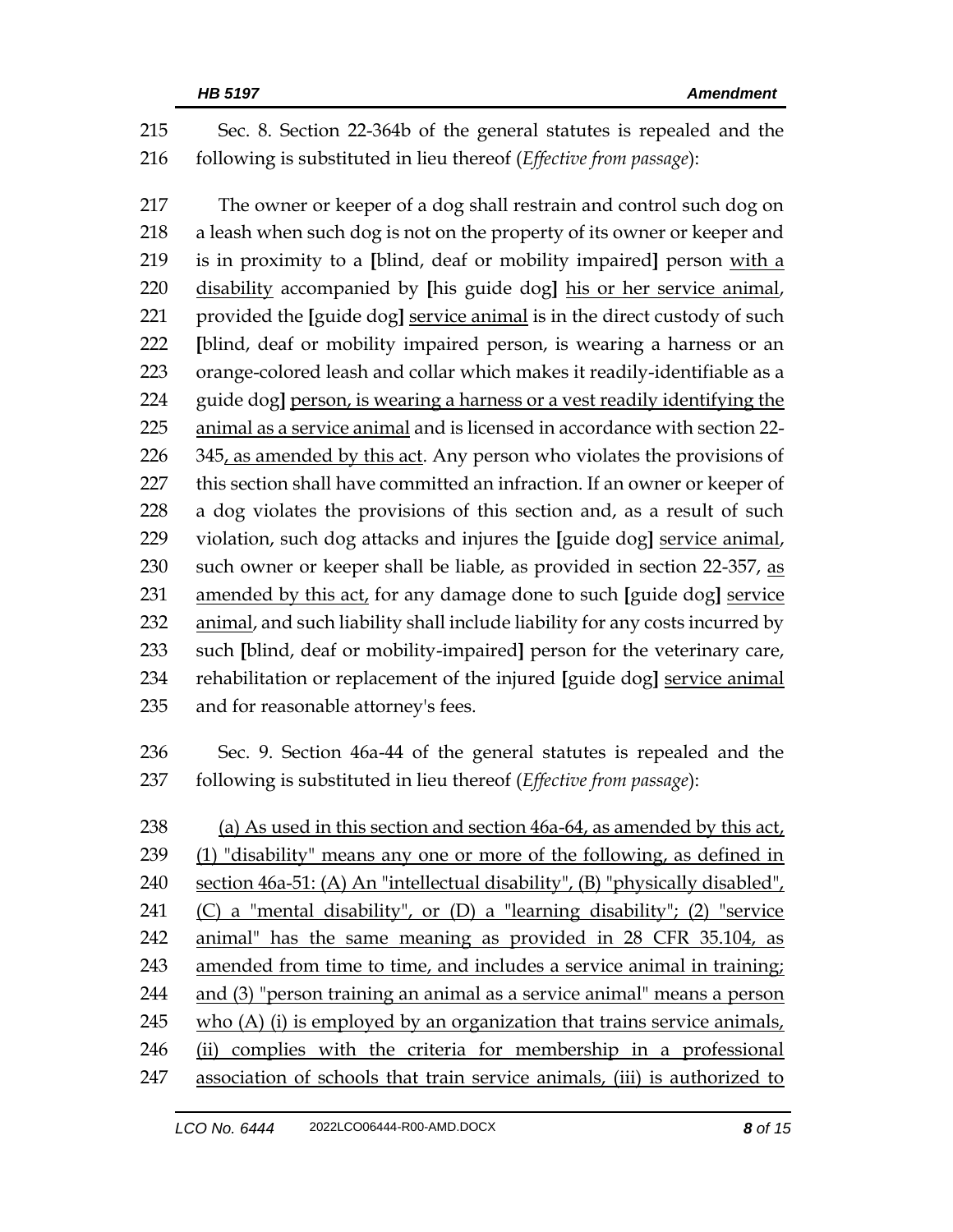Sec. 8. Section 22-364b of the general statutes is repealed and the following is substituted in lieu thereof (*Effective from passage*):

The owner or keeper of a dog shall restrain and control such dog on a leash when such dog is not on the property of its owner or keeper and is in proximity to a **[**blind, deaf or mobility impaired**]** person <u>with a disability</u> accompanied by **[**his guide dog**]** <u>his or her service animal</u>, provided the **[**guide dog**]** <u>service animal</u> is in the direct custody of such **[**blind, deaf or mobility impaired person, is wearing a harness or an orange-colored leash and collar which makes it readily-identifiable as a guide dog**]** <u>person, is wearing a harness or a vest readily identifying the animal as a service animal</u> and is licensed in accordance with section 22-345<u>, as amended by this act</u>. Any person who violates the provisions of this section shall have committed an infraction. If an owner or keeper of a dog violates the provisions of this section and, as a result of such violation, such dog attacks and injures the **[**guide dog**]** <u>service animal</u>, such owner or keeper shall be liable, as provided in section 22-357, <u>as amended by this act,</u> for any damage done to such **[**guide dog**]** <u>service animal</u>, and such liability shall include liability for any costs incurred by such **[**blind, deaf or mobility-impaired**]** person for the veterinary care, rehabilitation or replacement of the injured **[**guide dog**]** <u>service animal</u> and for reasonable attorney's fees.

Sec. 9. Section 46a-44 of the general statutes is repealed and the following is substituted in lieu thereof (*Effective from passage*):

<u>(a) As used in this section and section 46a-64, as amended by this act, (1) "disability" means any one or more of the following, as defined in section 46a-51: (A) An "intellectual disability", (B) "physically disabled", (C) a "mental disability", or (D) a "learning disability"; (2) "service animal" has the same meaning as provided in 28 CFR 35.104, as amended from time to time, and includes a service animal in training; and (3) "person training an animal as a service animal" means a person who (A) (i) is employed by an organization that trains service animals, (ii) complies with the criteria for membership in a professional association of schools that train service animals, (iii) is authorized to</u>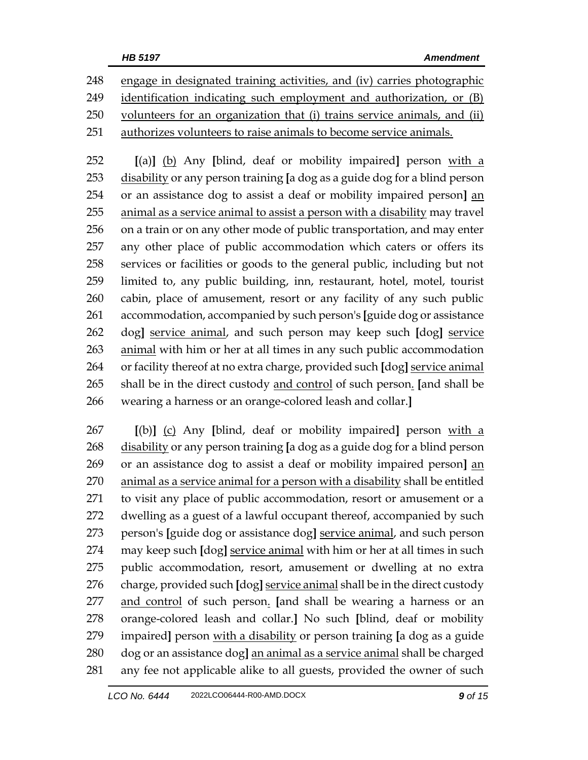engage in designated training activities, and (iv) carries photographic identification indicating such employment and authorization, or (B) volunteers for an organization that (i) trains service animals, and (ii) authorizes volunteers to raise animals to become service animals.

[(a)] (b) Any [blind, deaf or mobility impaired] person with a disability or any person training [a dog as a guide dog for a blind person or an assistance dog to assist a deaf or mobility impaired person] an animal as a service animal to assist a person with a disability may travel on a train or on any other mode of public transportation, and may enter any other place of public accommodation which caters or offers its services or facilities or goods to the general public, including but not limited to, any public building, inn, restaurant, hotel, motel, tourist cabin, place of amusement, resort or any facility of any such public accommodation, accompanied by such person's [guide dog or assistance dog] service animal, and such person may keep such [dog] service animal with him or her at all times in any such public accommodation or facility thereof at no extra charge, provided such [dog] service animal shall be in the direct custody and control of such person. [and shall be wearing a harness or an orange-colored leash and collar.]

[(b)] (c) Any [blind, deaf or mobility impaired] person with a disability or any person training [a dog as a guide dog for a blind person or an assistance dog to assist a deaf or mobility impaired person] an animal as a service animal for a person with a disability shall be entitled to visit any place of public accommodation, resort or amusement or a dwelling as a guest of a lawful occupant thereof, accompanied by such person's [guide dog or assistance dog] service animal, and such person may keep such [dog] service animal with him or her at all times in such public accommodation, resort, amusement or dwelling at no extra charge, provided such [dog] service animal shall be in the direct custody and control of such person. [and shall be wearing a harness or an orange-colored leash and collar.] No such [blind, deaf or mobility impaired] person with a disability or person training [a dog as a guide dog or an assistance dog] an animal as a service animal shall be charged any fee not applicable alike to all guests, provided the owner of such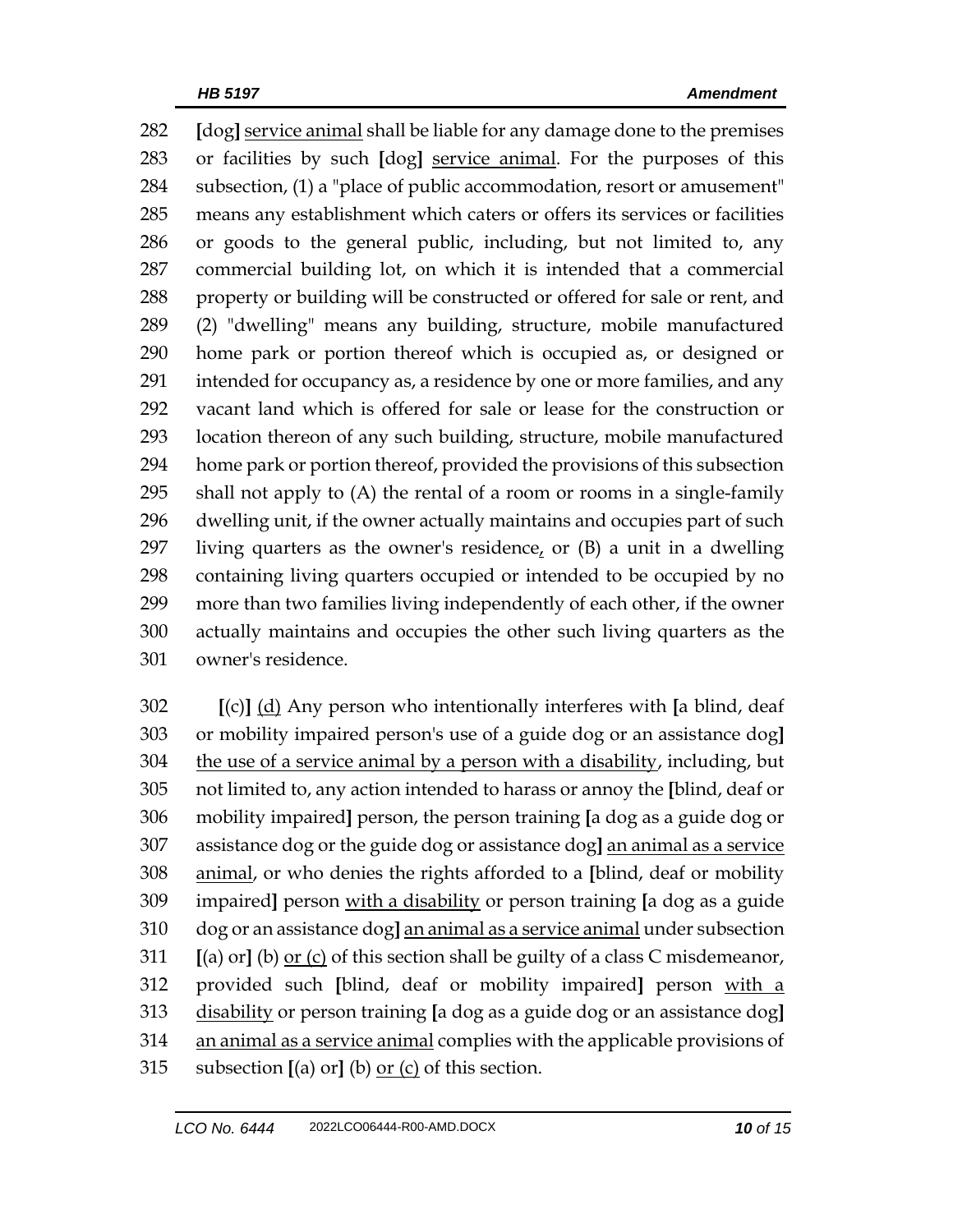282 **[**dog**]** <u>service animal</u> shall be liable for any damage done to the premises
283 or facilities by such **[**dog**]** <u>service animal</u>. For the purposes of this
284 subsection, (1) a "place of public accommodation, resort or amusement"
285 means any establishment which caters or offers its services or facilities
286 or goods to the general public, including, but not limited to, any
287 commercial building lot, on which it is intended that a commercial
288 property or building will be constructed or offered for sale or rent, and
289 (2) "dwelling" means any building, structure, mobile manufactured
290 home park or portion thereof which is occupied as, or designed or
291 intended for occupancy as, a residence by one or more families, and any
292 vacant land which is offered for sale or lease for the construction or
293 location thereon of any such building, structure, mobile manufactured
294 home park or portion thereof, provided the provisions of this subsection
295 shall not apply to (A) the rental of a room or rooms in a single-family
296 dwelling unit, if the owner actually maintains and occupies part of such
297 living quarters as the owner's residence<u>,</u> or (B) a unit in a dwelling
298 containing living quarters occupied or intended to be occupied by no
299 more than two families living independently of each other, if the owner
300 actually maintains and occupies the other such living quarters as the
301 owner's residence.

302 **[**(c)**]** <u>(d)</u> Any person who intentionally interferes with **[**a blind, deaf
303 or mobility impaired person's use of a guide dog or an assistance dog**]**
304 <u>the use of a service animal by a person with a disability</u>, including, but
305 not limited to, any action intended to harass or annoy the **[**blind, deaf or
306 mobility impaired**]** person, the person training **[**a dog as a guide dog or
307 assistance dog or the guide dog or assistance dog**]** <u>an animal as a service</u>
308 <u>animal</u>, or who denies the rights afforded to a **[**blind, deaf or mobility
309 impaired**]** person <u>with a disability</u> or person training **[**a dog as a guide
310 dog or an assistance dog**]** <u>an animal as a service animal</u> under subsection
311 **[**(a) or**]** (b) <u>or (c)</u> of this section shall be guilty of a class C misdemeanor,
312 provided such **[**blind, deaf or mobility impaired**]** person <u>with a</u>
313 <u>disability</u> or person training **[**a dog as a guide dog or an assistance dog**]**
314 <u>an animal as a service animal</u> complies with the applicable provisions of
315 subsection **[**(a) or**]** (b) <u>or (c)</u> of this section.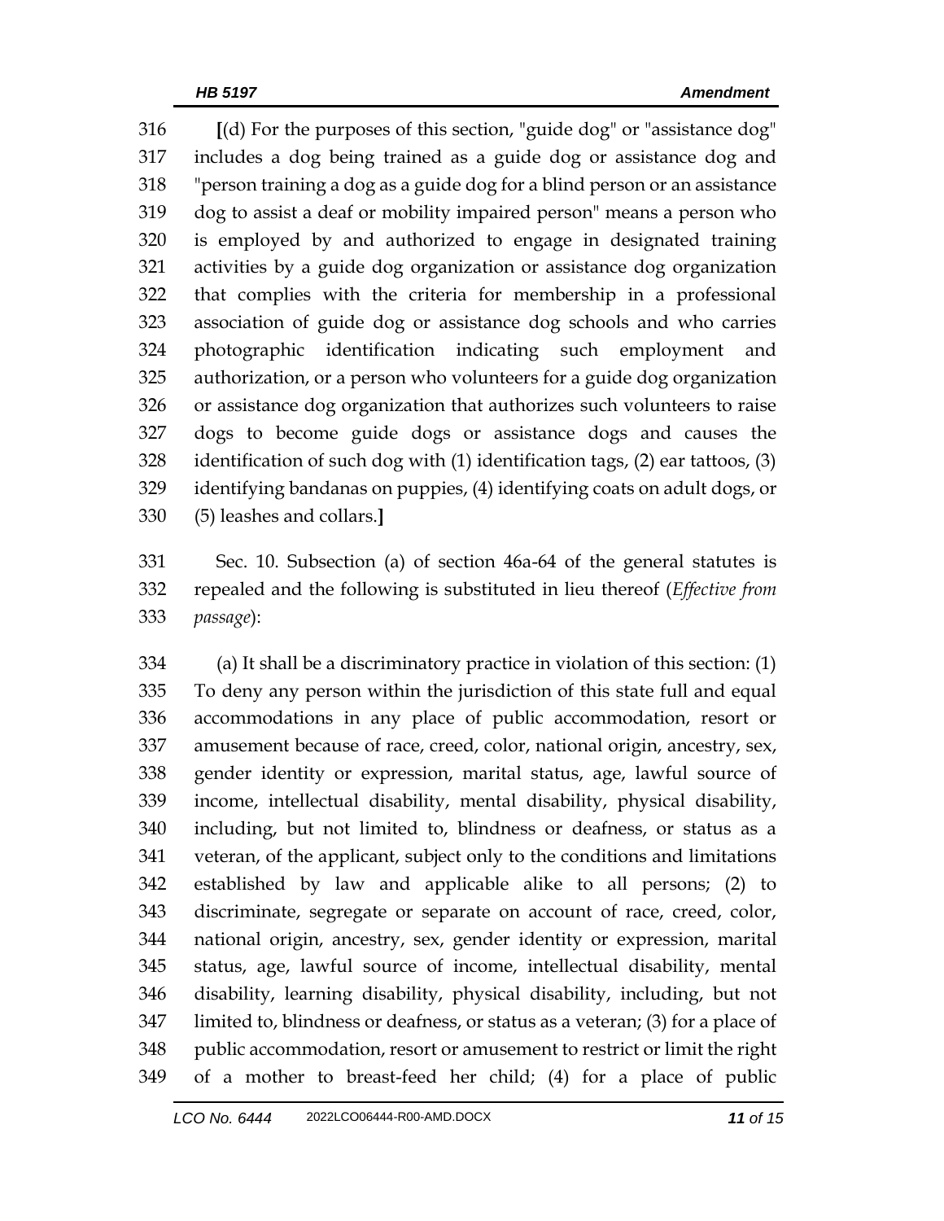[(d) For the purposes of this section, "guide dog" or "assistance dog" includes a dog being trained as a guide dog or assistance dog and "person training a dog as a guide dog for a blind person or an assistance dog to assist a deaf or mobility impaired person" means a person who is employed by and authorized to engage in designated training activities by a guide dog organization or assistance dog organization that complies with the criteria for membership in a professional association of guide dog or assistance dog schools and who carries photographic identification indicating such employment and authorization, or a person who volunteers for a guide dog organization or assistance dog organization that authorizes such volunteers to raise dogs to become guide dogs or assistance dogs and causes the identification of such dog with (1) identification tags, (2) ear tattoos, (3) identifying bandanas on puppies, (4) identifying coats on adult dogs, or (5) leashes and collars.]

Sec. 10. Subsection (a) of section 46a-64 of the general statutes is repealed and the following is substituted in lieu thereof (*Effective from passage*):

(a) It shall be a discriminatory practice in violation of this section: (1) To deny any person within the jurisdiction of this state full and equal accommodations in any place of public accommodation, resort or amusement because of race, creed, color, national origin, ancestry, sex, gender identity or expression, marital status, age, lawful source of income, intellectual disability, mental disability, physical disability, including, but not limited to, blindness or deafness, or status as a veteran, of the applicant, subject only to the conditions and limitations established by law and applicable alike to all persons; (2) to discriminate, segregate or separate on account of race, creed, color, national origin, ancestry, sex, gender identity or expression, marital status, age, lawful source of income, intellectual disability, mental disability, learning disability, physical disability, including, but not limited to, blindness or deafness, or status as a veteran; (3) for a place of public accommodation, resort or amusement to restrict or limit the right of a mother to breast-feed her child; (4) for a place of public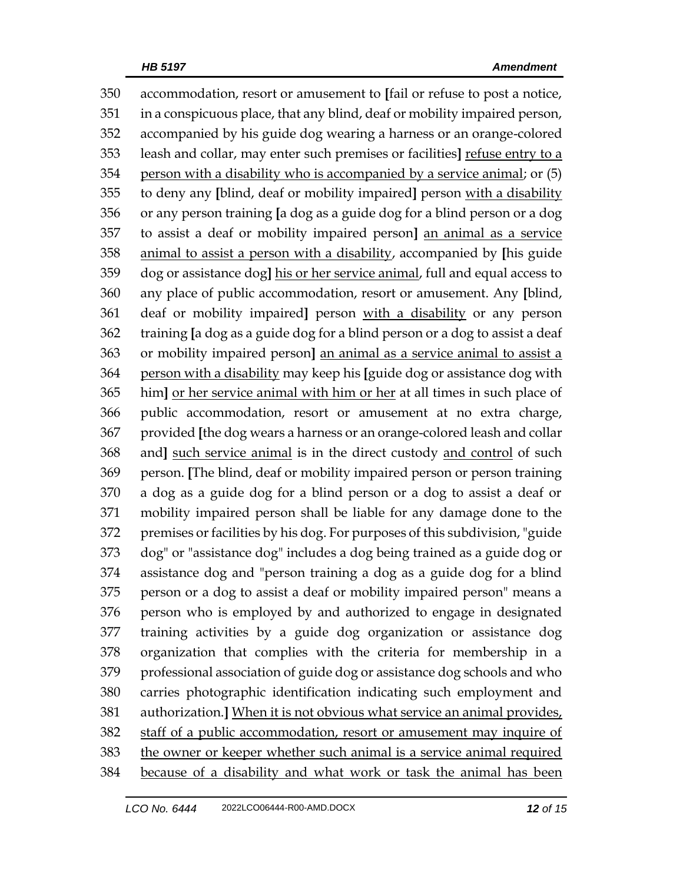350 accommodation, resort or amusement to [fail or refuse to post a notice,
351 in a conspicuous place, that any blind, deaf or mobility impaired person,
352 accompanied by his guide dog wearing a harness or an orange-colored
353 leash and collar, may enter such premises or facilities] refuse entry to a
354 person with a disability who is accompanied by a service animal; or (5)
355 to deny any [blind, deaf or mobility impaired] person with a disability
356 or any person training [a dog as a guide dog for a blind person or a dog
357 to assist a deaf or mobility impaired person] an animal as a service
358 animal to assist a person with a disability, accompanied by [his guide
359 dog or assistance dog] his or her service animal, full and equal access to
360 any place of public accommodation, resort or amusement. Any [blind,
361 deaf or mobility impaired] person with a disability or any person
362 training [a dog as a guide dog for a blind person or a dog to assist a deaf
363 or mobility impaired person] an animal as a service animal to assist a
364 person with a disability may keep his [guide dog or assistance dog with
365 him] or her service animal with him or her at all times in such place of
366 public accommodation, resort or amusement at no extra charge,
367 provided [the dog wears a harness or an orange-colored leash and collar
368 and] such service animal is in the direct custody and control of such
369 person. [The blind, deaf or mobility impaired person or person training
370 a dog as a guide dog for a blind person or a dog to assist a deaf or
371 mobility impaired person shall be liable for any damage done to the
372 premises or facilities by his dog. For purposes of this subdivision, "guide
373 dog" or "assistance dog" includes a dog being trained as a guide dog or
374 assistance dog and "person training a dog as a guide dog for a blind
375 person or a dog to assist a deaf or mobility impaired person" means a
376 person who is employed by and authorized to engage in designated
377 training activities by a guide dog organization or assistance dog
378 organization that complies with the criteria for membership in a
379 professional association of guide dog or assistance dog schools and who
380 carries photographic identification indicating such employment and
381 authorization.] When it is not obvious what service an animal provides,
382 staff of a public accommodation, resort or amusement may inquire of
383 the owner or keeper whether such animal is a service animal required
384 because of a disability and what work or task the animal has been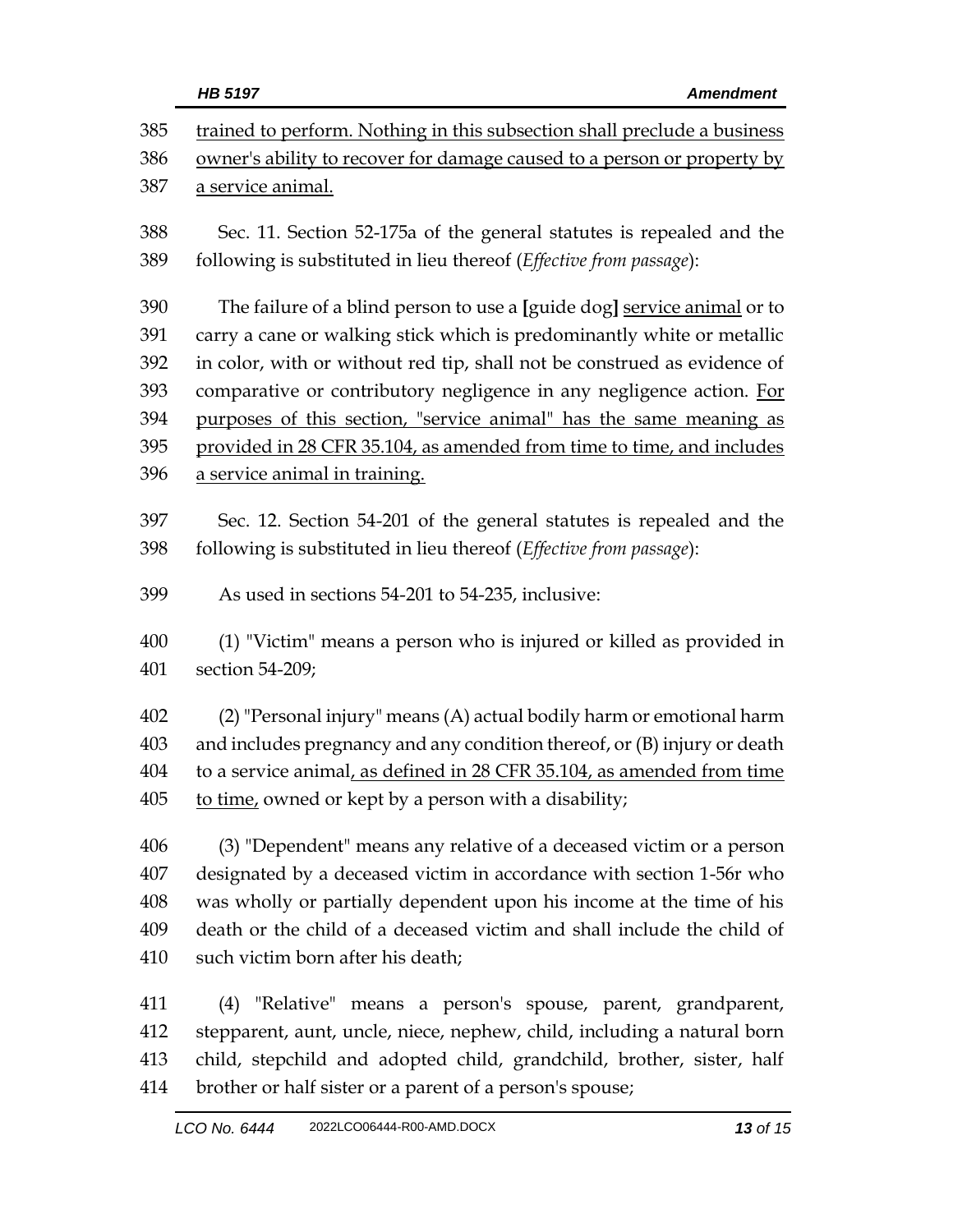trained to perform. Nothing in this subsection shall preclude a business owner's ability to recover for damage caused to a person or property by a service animal.

Sec. 11. Section 52-175a of the general statutes is repealed and the following is substituted in lieu thereof (*Effective from passage*):

The failure of a blind person to use a **[**guide dog**]** service animal or to carry a cane or walking stick which is predominantly white or metallic in color, with or without red tip, shall not be construed as evidence of comparative or contributory negligence in any negligence action. For purposes of this section, "service animal" has the same meaning as provided in 28 CFR 35.104, as amended from time to time, and includes a service animal in training.

Sec. 12. Section 54-201 of the general statutes is repealed and the following is substituted in lieu thereof (*Effective from passage*):

As used in sections 54-201 to 54-235, inclusive:

(1) "Victim" means a person who is injured or killed as provided in section 54-209;

(2) "Personal injury" means (A) actual bodily harm or emotional harm and includes pregnancy and any condition thereof, or (B) injury or death to a service animal, as defined in 28 CFR 35.104, as amended from time to time, owned or kept by a person with a disability;

(3) "Dependent" means any relative of a deceased victim or a person designated by a deceased victim in accordance with section 1-56r who was wholly or partially dependent upon his income at the time of his death or the child of a deceased victim and shall include the child of such victim born after his death;

(4) "Relative" means a person's spouse, parent, grandparent, stepparent, aunt, uncle, niece, nephew, child, including a natural born child, stepchild and adopted child, grandchild, brother, sister, half brother or half sister or a parent of a person's spouse;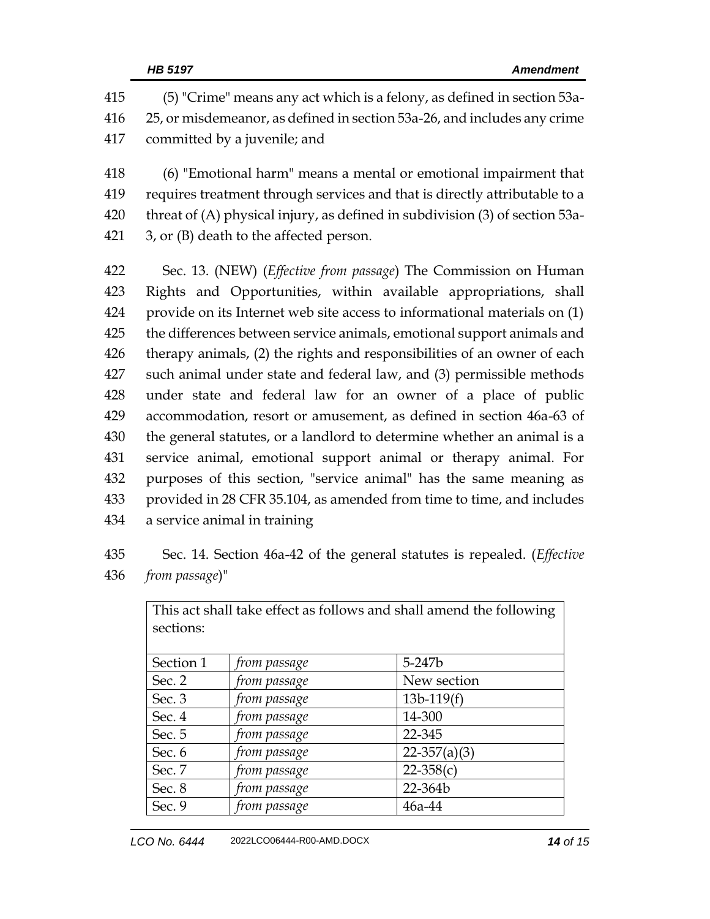415 (5) "Crime" means any act which is a felony, as defined in section 53a-
416 25, or misdemeanor, as defined in section 53a-26, and includes any crime
417 committed by a juvenile; and

418 (6) "Emotional harm" means a mental or emotional impairment that
419 requires treatment through services and that is directly attributable to a
420 threat of (A) physical injury, as defined in subdivision (3) of section 53a-
421 3, or (B) death to the affected person.

422 Sec. 13. (NEW) (*Effective from passage*) The Commission on Human
423 Rights and Opportunities, within available appropriations, shall
424 provide on its Internet web site access to informational materials on (1)
425 the differences between service animals, emotional support animals and
426 therapy animals, (2) the rights and responsibilities of an owner of each
427 such animal under state and federal law, and (3) permissible methods
428 under state and federal law for an owner of a place of public
429 accommodation, resort or amusement, as defined in section 46a-63 of
430 the general statutes, or a landlord to determine whether an animal is a
431 service animal, emotional support animal or therapy animal. For
432 purposes of this section, "service animal" has the same meaning as
433 provided in 28 CFR 35.104, as amended from time to time, and includes
434 a service animal in training

435 Sec. 14. Section 46a-42 of the general statutes is repealed. (*Effective*
436 *from passage*)"

| This act shall take effect as follows and shall amend the following sections: | | |
|---|---|---|
| Section 1 | *from passage* | 5-247b |
| Sec. 2 | *from passage* | New section |
| Sec. 3 | *from passage* | 13b-119(f) |
| Sec. 4 | *from passage* | 14-300 |
| Sec. 5 | *from passage* | 22-345 |
| Sec. 6 | *from passage* | 22-357(a)(3) |
| Sec. 7 | *from passage* | 22-358(c) |
| Sec. 8 | *from passage* | 22-364b |
| Sec. 9 | *from passage* | 46a-44 |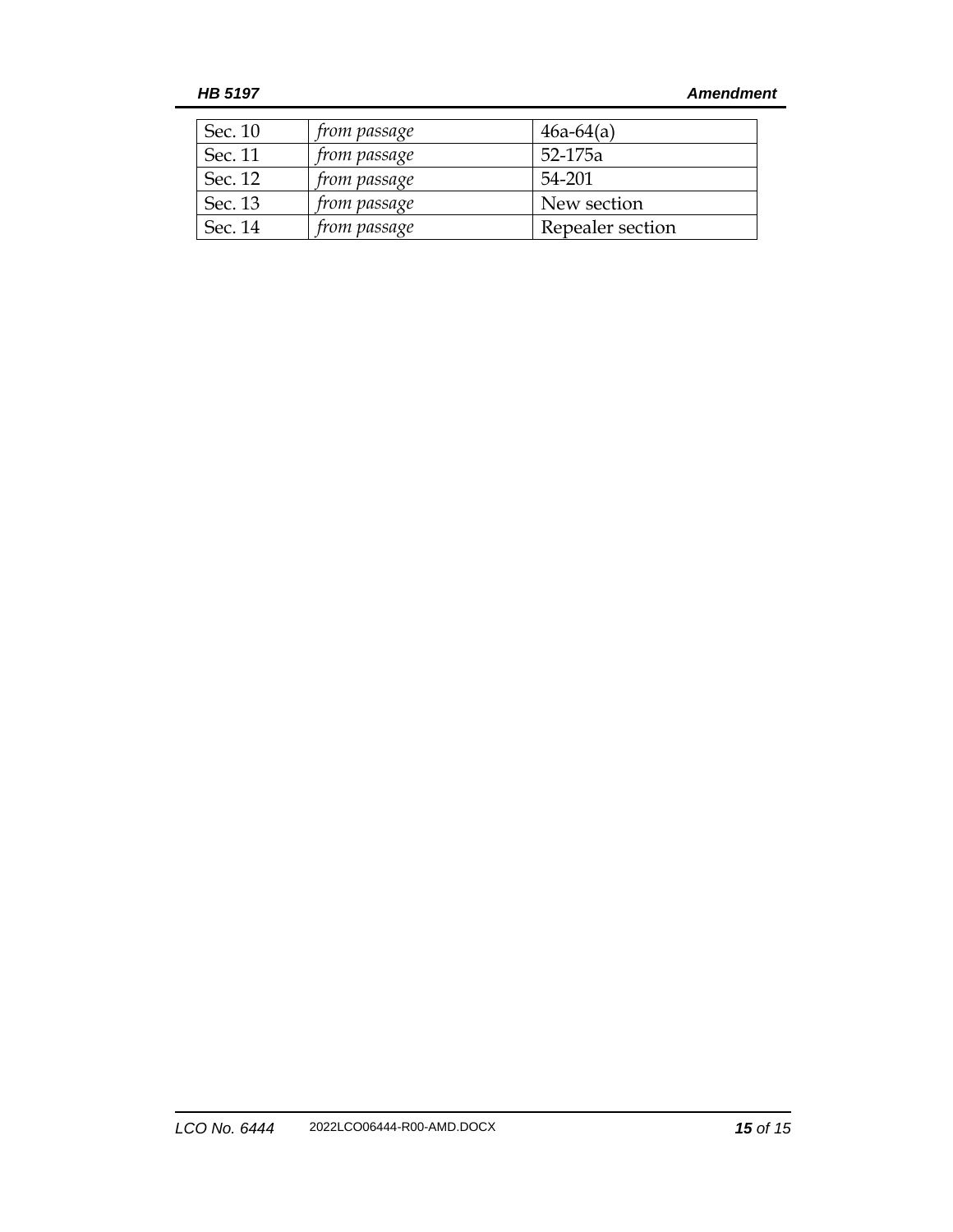| | | |
|---|---|---|
| Sec. 10 | *from passage* | 46a-64(a) |
| Sec. 11 | *from passage* | 52-175a |
| Sec. 12 | *from passage* | 54-201 |
| Sec. 13 | *from passage* | New section |
| Sec. 14 | *from passage* | Repealer section |